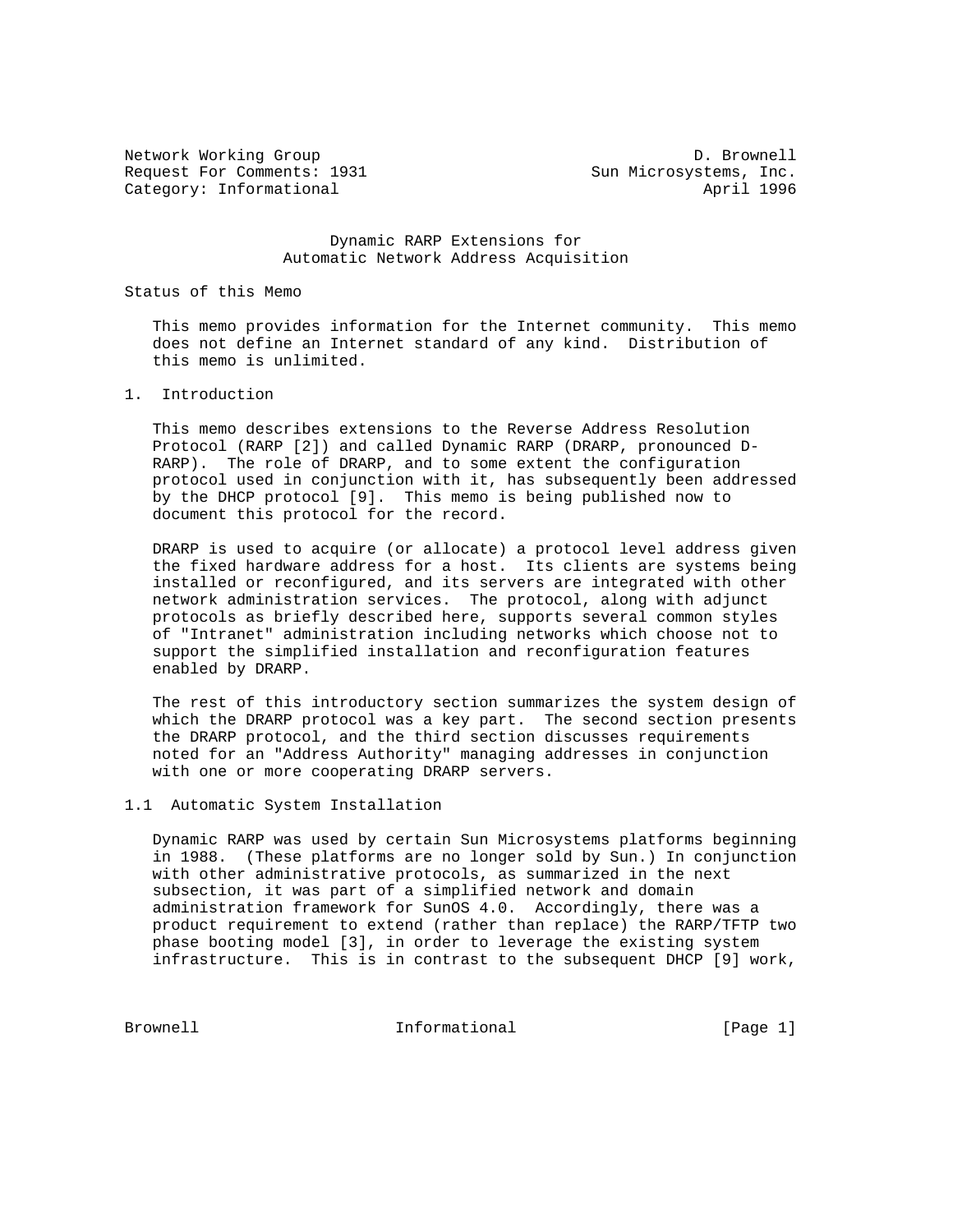Network Working Group D. Brownell
Request For Comments: 1931 Sun Microsystems, Inc.
Category: Informational April 1996

# Dynamic RARP Extensions for Automatic Network Address Acquisition

## Status of this Memo

This memo provides information for the Internet community. This memo does not define an Internet standard of any kind. Distribution of this memo is unlimited.

## 1. Introduction

This memo describes extensions to the Reverse Address Resolution Protocol (RARP [2]) and called Dynamic RARP (DRARP, pronounced D-RARP). The role of DRARP, and to some extent the configuration protocol used in conjunction with it, has subsequently been addressed by the DHCP protocol [9]. This memo is being published now to document this protocol for the record.

DRARP is used to acquire (or allocate) a protocol level address given the fixed hardware address for a host. Its clients are systems being installed or reconfigured, and its servers are integrated with other network administration services. The protocol, along with adjunct protocols as briefly described here, supports several common styles of "Intranet" administration including networks which choose not to support the simplified installation and reconfiguration features enabled by DRARP.

The rest of this introductory section summarizes the system design of which the DRARP protocol was a key part. The second section presents the DRARP protocol, and the third section discusses requirements noted for an "Address Authority" managing addresses in conjunction with one or more cooperating DRARP servers.

### 1.1 Automatic System Installation

Dynamic RARP was used by certain Sun Microsystems platforms beginning in 1988. (These platforms are no longer sold by Sun.) In conjunction with other administrative protocols, as summarized in the next subsection, it was part of a simplified network and domain administration framework for SunOS 4.0. Accordingly, there was a product requirement to extend (rather than replace) the RARP/TFTP two phase booting model [3], in order to leverage the existing system infrastructure. This is in contrast to the subsequent DHCP [9] work,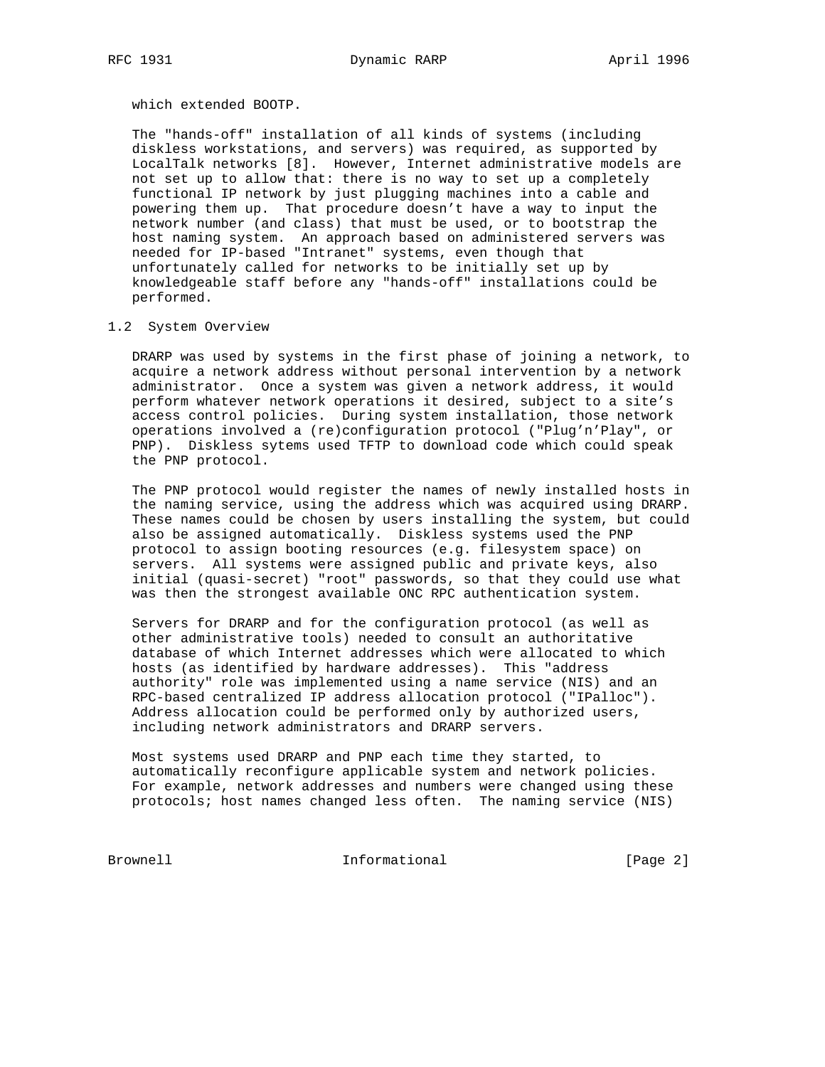which extended BOOTP.

The "hands-off" installation of all kinds of systems (including diskless workstations, and servers) was required, as supported by LocalTalk networks [8]. However, Internet administrative models are not set up to allow that: there is no way to set up a completely functional IP network by just plugging machines into a cable and powering them up. That procedure doesn't have a way to input the network number (and class) that must be used, or to bootstrap the host naming system. An approach based on administered servers was needed for IP-based "Intranet" systems, even though that unfortunately called for networks to be initially set up by knowledgeable staff before any "hands-off" installations could be performed.

## 1.2 System Overview

DRARP was used by systems in the first phase of joining a network, to acquire a network address without personal intervention by a network administrator. Once a system was given a network address, it would perform whatever network operations it desired, subject to a site's access control policies. During system installation, those network operations involved a (re)configuration protocol ("Plug'n'Play", or PNP). Diskless sytems used TFTP to download code which could speak the PNP protocol.

The PNP protocol would register the names of newly installed hosts in the naming service, using the address which was acquired using DRARP. These names could be chosen by users installing the system, but could also be assigned automatically. Diskless systems used the PNP protocol to assign booting resources (e.g. filesystem space) on servers. All systems were assigned public and private keys, also initial (quasi-secret) "root" passwords, so that they could use what was then the strongest available ONC RPC authentication system.

Servers for DRARP and for the configuration protocol (as well as other administrative tools) needed to consult an authoritative database of which Internet addresses which were allocated to which hosts (as identified by hardware addresses). This "address authority" role was implemented using a name service (NIS) and an RPC-based centralized IP address allocation protocol ("IPalloc"). Address allocation could be performed only by authorized users, including network administrators and DRARP servers.

Most systems used DRARP and PNP each time they started, to automatically reconfigure applicable system and network policies. For example, network addresses and numbers were changed using these protocols; host names changed less often. The naming service (NIS)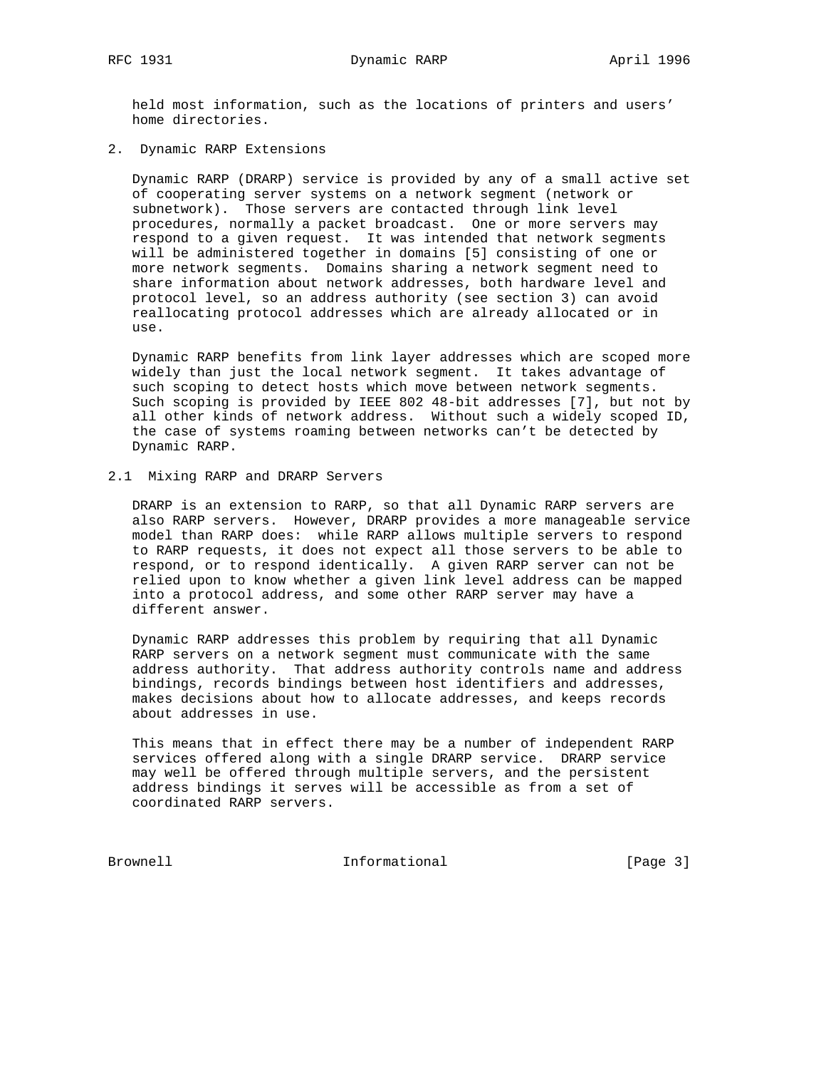held most information, such as the locations of printers and users' home directories.

## 2. Dynamic RARP Extensions

Dynamic RARP (DRARP) service is provided by any of a small active set of cooperating server systems on a network segment (network or subnetwork). Those servers are contacted through link level procedures, normally a packet broadcast. One or more servers may respond to a given request. It was intended that network segments will be administered together in domains [5] consisting of one or more network segments. Domains sharing a network segment need to share information about network addresses, both hardware level and protocol level, so an address authority (see section 3) can avoid reallocating protocol addresses which are already allocated or in use.

Dynamic RARP benefits from link layer addresses which are scoped more widely than just the local network segment. It takes advantage of such scoping to detect hosts which move between network segments. Such scoping is provided by IEEE 802 48-bit addresses [7], but not by all other kinds of network address. Without such a widely scoped ID, the case of systems roaming between networks can't be detected by Dynamic RARP.

### 2.1 Mixing RARP and DRARP Servers

DRARP is an extension to RARP, so that all Dynamic RARP servers are also RARP servers. However, DRARP provides a more manageable service model than RARP does: while RARP allows multiple servers to respond to RARP requests, it does not expect all those servers to be able to respond, or to respond identically. A given RARP server can not be relied upon to know whether a given link level address can be mapped into a protocol address, and some other RARP server may have a different answer.

Dynamic RARP addresses this problem by requiring that all Dynamic RARP servers on a network segment must communicate with the same address authority. That address authority controls name and address bindings, records bindings between host identifiers and addresses, makes decisions about how to allocate addresses, and keeps records about addresses in use.

This means that in effect there may be a number of independent RARP services offered along with a single DRARP service. DRARP service may well be offered through multiple servers, and the persistent address bindings it serves will be accessible as from a set of coordinated RARP servers.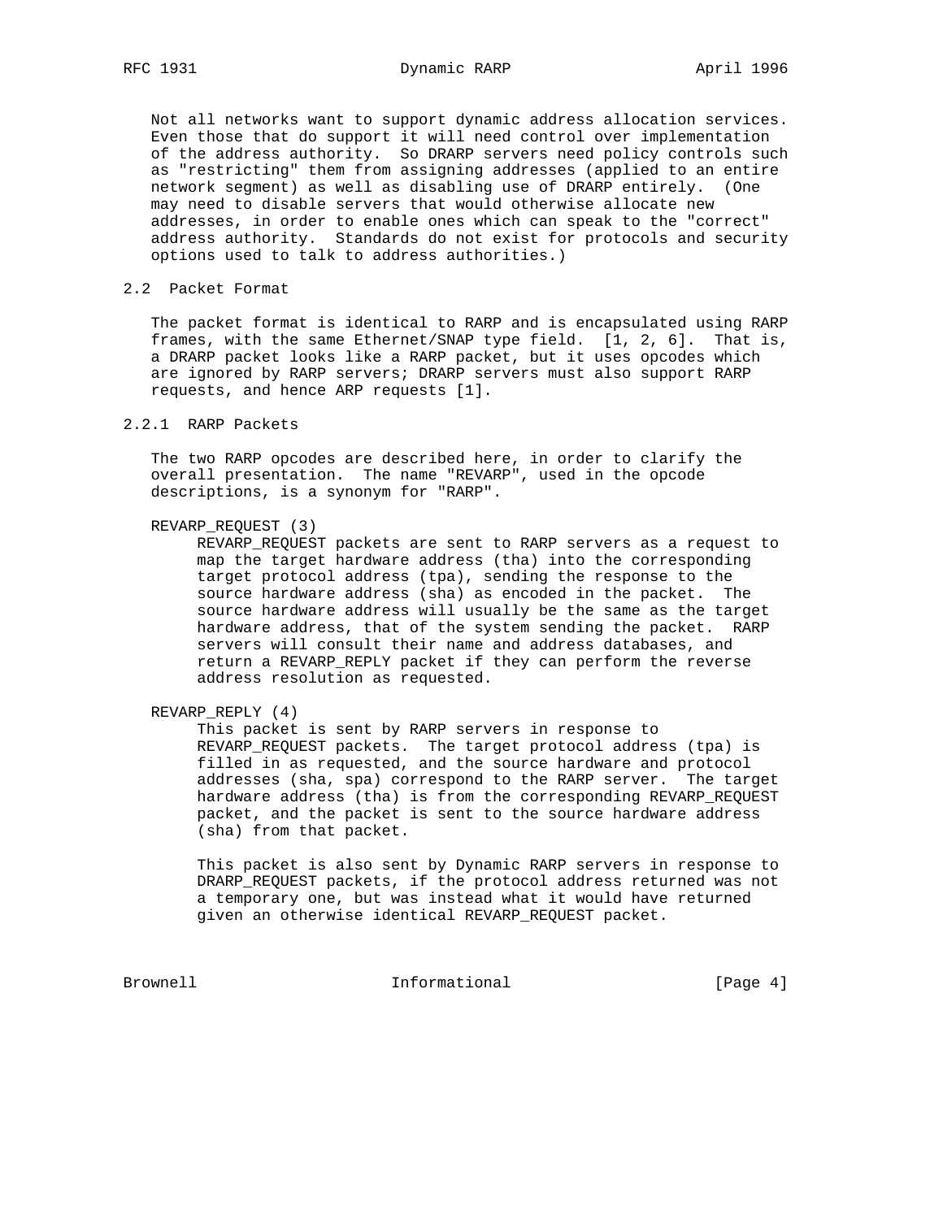Not all networks want to support dynamic address allocation services. Even those that do support it will need control over implementation of the address authority. So DRARP servers need policy controls such as "restricting" them from assigning addresses (applied to an entire network segment) as well as disabling use of DRARP entirely. (One may need to disable servers that would otherwise allocate new addresses, in order to enable ones which can speak to the "correct" address authority. Standards do not exist for protocols and security options used to talk to address authorities.)

## 2.2 Packet Format

The packet format is identical to RARP and is encapsulated using RARP frames, with the same Ethernet/SNAP type field. [1, 2, 6]. That is, a DRARP packet looks like a RARP packet, but it uses opcodes which are ignored by RARP servers; DRARP servers must also support RARP requests, and hence ARP requests [1].

### 2.2.1 RARP Packets

The two RARP opcodes are described here, in order to clarify the overall presentation. The name "REVARP", used in the opcode descriptions, is a synonym for "RARP".

REVARP_REQUEST (3)

REVARP_REQUEST packets are sent to RARP servers as a request to map the target hardware address (tha) into the corresponding target protocol address (tpa), sending the response to the source hardware address (sha) as encoded in the packet. The source hardware address will usually be the same as the target hardware address, that of the system sending the packet. RARP servers will consult their name and address databases, and return a REVARP_REPLY packet if they can perform the reverse address resolution as requested.

REVARP_REPLY (4)

This packet is sent by RARP servers in response to REVARP_REQUEST packets. The target protocol address (tpa) is filled in as requested, and the source hardware and protocol addresses (sha, spa) correspond to the RARP server. The target hardware address (tha) is from the corresponding REVARP_REQUEST packet, and the packet is sent to the source hardware address (sha) from that packet.

This packet is also sent by Dynamic RARP servers in response to DRARP_REQUEST packets, if the protocol address returned was not a temporary one, but was instead what it would have returned given an otherwise identical REVARP_REQUEST packet.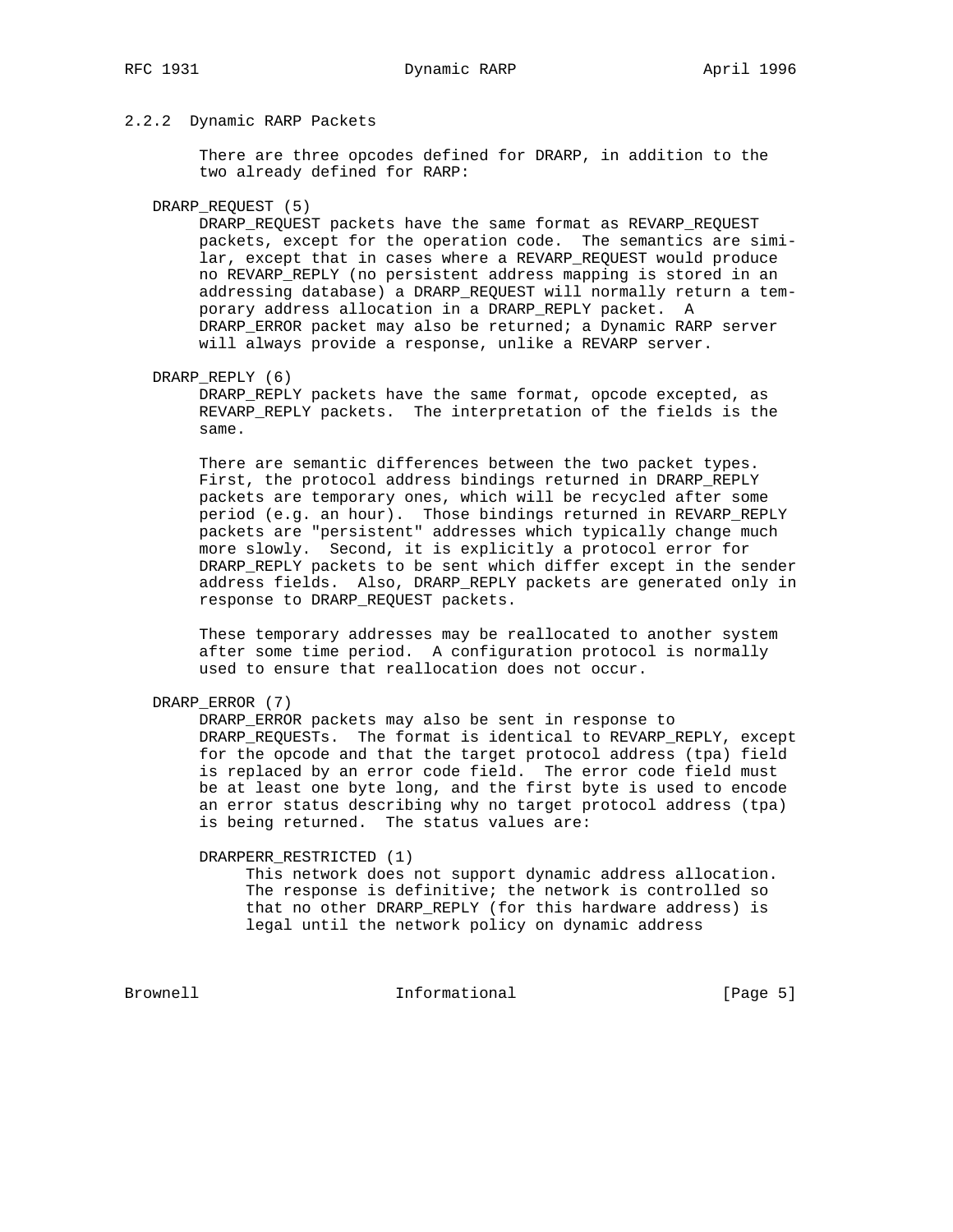### 2.2.2 Dynamic RARP Packets

There are three opcodes defined for DRARP, in addition to the two already defined for RARP:

DRARP_REQUEST (5)

DRARP_REQUEST packets have the same format as REVARP_REQUEST packets, except for the operation code. The semantics are similar, except that in cases where a REVARP_REQUEST would produce no REVARP_REPLY (no persistent address mapping is stored in an addressing database) a DRARP_REQUEST will normally return a temporary address allocation in a DRARP_REPLY packet. A DRARP_ERROR packet may also be returned; a Dynamic RARP server will always provide a response, unlike a REVARP server.

DRARP_REPLY (6)

DRARP_REPLY packets have the same format, opcode excepted, as REVARP_REPLY packets. The interpretation of the fields is the same.

There are semantic differences between the two packet types. First, the protocol address bindings returned in DRARP_REPLY packets are temporary ones, which will be recycled after some period (e.g. an hour). Those bindings returned in REVARP_REPLY packets are "persistent" addresses which typically change much more slowly. Second, it is explicitly a protocol error for DRARP_REPLY packets to be sent which differ except in the sender address fields. Also, DRARP_REPLY packets are generated only in response to DRARP_REQUEST packets.

These temporary addresses may be reallocated to another system after some time period. A configuration protocol is normally used to ensure that reallocation does not occur.

DRARP_ERROR (7)

DRARP_ERROR packets may also be sent in response to DRARP_REQUESTs. The format is identical to REVARP_REPLY, except for the opcode and that the target protocol address (tpa) field is replaced by an error code field. The error code field must be at least one byte long, and the first byte is used to encode an error status describing why no target protocol address (tpa) is being returned. The status values are:

DRARPERR_RESTRICTED (1)

This network does not support dynamic address allocation. The response is definitive; the network is controlled so that no other DRARP_REPLY (for this hardware address) is legal until the network policy on dynamic address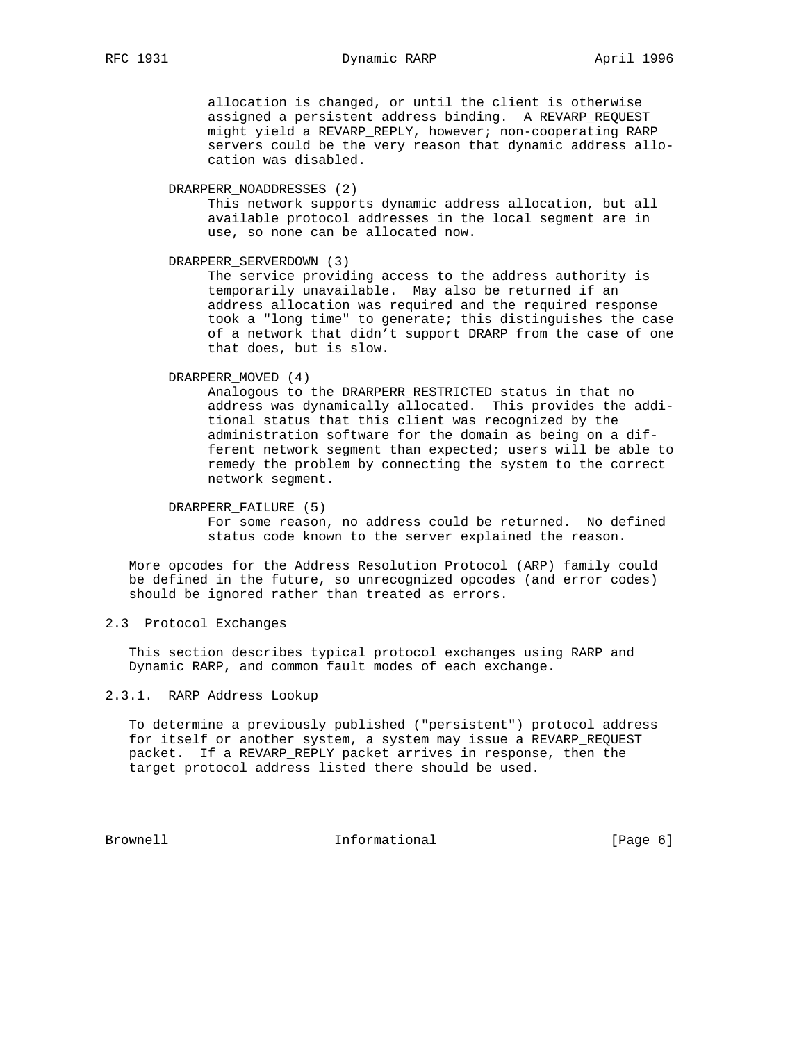allocation is changed, or until the client is otherwise assigned a persistent address binding. A REVARP_REQUEST might yield a REVARP_REPLY, however; non-cooperating RARP servers could be the very reason that dynamic address allocation was disabled.

DRARPERR_NOADDRESSES (2)
: This network supports dynamic address allocation, but all available protocol addresses in the local segment are in use, so none can be allocated now.

DRARPERR_SERVERDOWN (3)
: The service providing access to the address authority is temporarily unavailable. May also be returned if an address allocation was required and the required response took a "long time" to generate; this distinguishes the case of a network that didn't support DRARP from the case of one that does, but is slow.

DRARPERR_MOVED (4)
: Analogous to the DRARPERR_RESTRICTED status in that no address was dynamically allocated. This provides the additional status that this client was recognized by the administration software for the domain as being on a different network segment than expected; users will be able to remedy the problem by connecting the system to the correct network segment.

DRARPERR_FAILURE (5)
: For some reason, no address could be returned. No defined status code known to the server explained the reason.

More opcodes for the Address Resolution Protocol (ARP) family could be defined in the future, so unrecognized opcodes (and error codes) should be ignored rather than treated as errors.

## 2.3 Protocol Exchanges

This section describes typical protocol exchanges using RARP and Dynamic RARP, and common fault modes of each exchange.

### 2.3.1. RARP Address Lookup

To determine a previously published ("persistent") protocol address for itself or another system, a system may issue a REVARP_REQUEST packet. If a REVARP_REPLY packet arrives in response, then the target protocol address listed there should be used.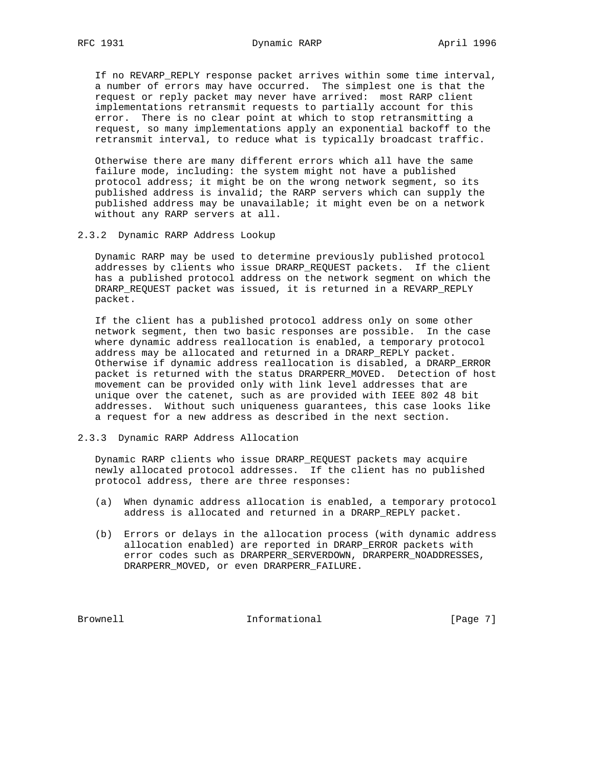If no REVARP_REPLY response packet arrives within some time interval, a number of errors may have occurred. The simplest one is that the request or reply packet may never have arrived: most RARP client implementations retransmit requests to partially account for this error. There is no clear point at which to stop retransmitting a request, so many implementations apply an exponential backoff to the retransmit interval, to reduce what is typically broadcast traffic.

Otherwise there are many different errors which all have the same failure mode, including: the system might not have a published protocol address; it might be on the wrong network segment, so its published address is invalid; the RARP servers which can supply the published address may be unavailable; it might even be on a network without any RARP servers at all.

### 2.3.2 Dynamic RARP Address Lookup

Dynamic RARP may be used to determine previously published protocol addresses by clients who issue DRARP_REQUEST packets. If the client has a published protocol address on the network segment on which the DRARP_REQUEST packet was issued, it is returned in a REVARP_REPLY packet.

If the client has a published protocol address only on some other network segment, then two basic responses are possible. In the case where dynamic address reallocation is enabled, a temporary protocol address may be allocated and returned in a DRARP_REPLY packet. Otherwise if dynamic address reallocation is disabled, a DRARP_ERROR packet is returned with the status DRARPERR_MOVED. Detection of host movement can be provided only with link level addresses that are unique over the catenet, such as are provided with IEEE 802 48 bit addresses. Without such uniqueness guarantees, this case looks like a request for a new address as described in the next section.

### 2.3.3 Dynamic RARP Address Allocation

Dynamic RARP clients who issue DRARP_REQUEST packets may acquire newly allocated protocol addresses. If the client has no published protocol address, there are three responses:

(a) When dynamic address allocation is enabled, a temporary protocol address is allocated and returned in a DRARP_REPLY packet.

(b) Errors or delays in the allocation process (with dynamic address allocation enabled) are reported in DRARP_ERROR packets with error codes such as DRARPERR_SERVERDOWN, DRARPERR_NOADDRESSES, DRARPERR_MOVED, or even DRARPERR_FAILURE.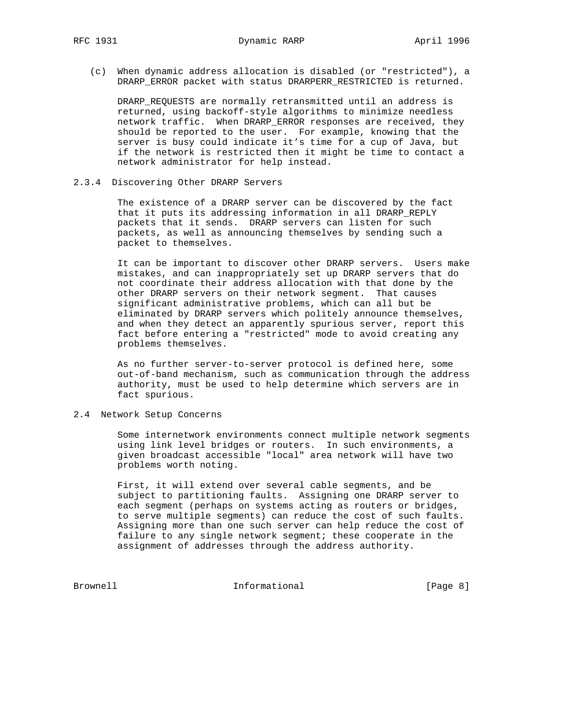(c) When dynamic address allocation is disabled (or "restricted"), a DRARP_ERROR packet with status DRARPERR_RESTRICTED is returned.

DRARP_REQUESTS are normally retransmitted until an address is returned, using backoff-style algorithms to minimize needless network traffic. When DRARP_ERROR responses are received, they should be reported to the user. For example, knowing that the server is busy could indicate it's time for a cup of Java, but if the network is restricted then it might be time to contact a network administrator for help instead.

### 2.3.4 Discovering Other DRARP Servers

The existence of a DRARP server can be discovered by the fact that it puts its addressing information in all DRARP_REPLY packets that it sends. DRARP servers can listen for such packets, as well as announcing themselves by sending such a packet to themselves.

It can be important to discover other DRARP servers. Users make mistakes, and can inappropriately set up DRARP servers that do not coordinate their address allocation with that done by the other DRARP servers on their network segment. That causes significant administrative problems, which can all but be eliminated by DRARP servers which politely announce themselves, and when they detect an apparently spurious server, report this fact before entering a "restricted" mode to avoid creating any problems themselves.

As no further server-to-server protocol is defined here, some out-of-band mechanism, such as communication through the address authority, must be used to help determine which servers are in fact spurious.

## 2.4 Network Setup Concerns

Some internetwork environments connect multiple network segments using link level bridges or routers. In such environments, a given broadcast accessible "local" area network will have two problems worth noting.

First, it will extend over several cable segments, and be subject to partitioning faults. Assigning one DRARP server to each segment (perhaps on systems acting as routers or bridges, to serve multiple segments) can reduce the cost of such faults. Assigning more than one such server can help reduce the cost of failure to any single network segment; these cooperate in the assignment of addresses through the address authority.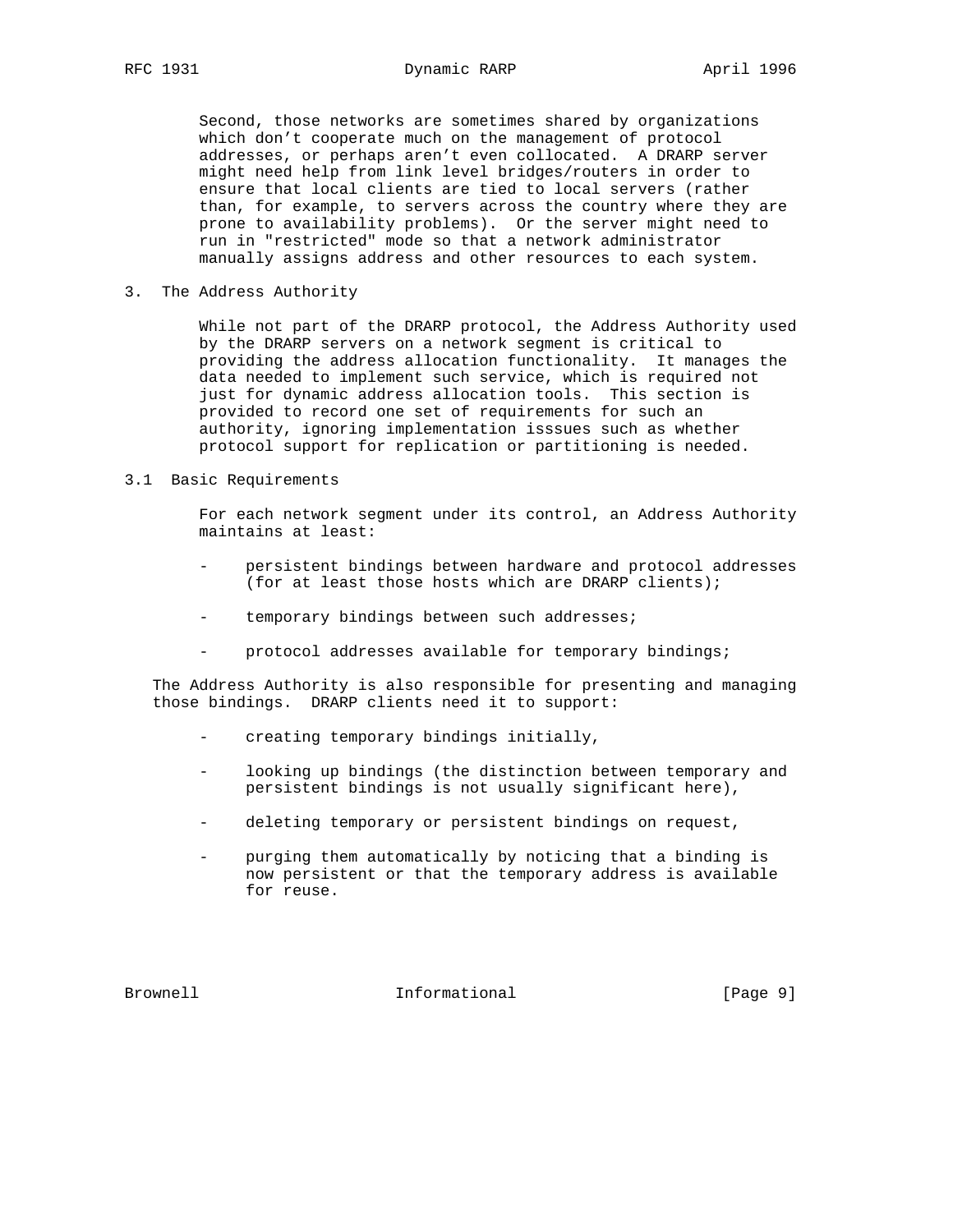Second, those networks are sometimes shared by organizations which don't cooperate much on the management of protocol addresses, or perhaps aren't even collocated. A DRARP server might need help from link level bridges/routers in order to ensure that local clients are tied to local servers (rather than, for example, to servers across the country where they are prone to availability problems). Or the server might need to run in "restricted" mode so that a network administrator manually assigns address and other resources to each system.

## 3. The Address Authority

While not part of the DRARP protocol, the Address Authority used by the DRARP servers on a network segment is critical to providing the address allocation functionality. It manages the data needed to implement such service, which is required not just for dynamic address allocation tools. This section is provided to record one set of requirements for such an authority, ignoring implementation isssues such as whether protocol support for replication or partitioning is needed.

### 3.1 Basic Requirements

For each network segment under its control, an Address Authority maintains at least:

- persistent bindings between hardware and protocol addresses (for at least those hosts which are DRARP clients);
- temporary bindings between such addresses;
- protocol addresses available for temporary bindings;

The Address Authority is also responsible for presenting and managing those bindings. DRARP clients need it to support:

- creating temporary bindings initially,
- looking up bindings (the distinction between temporary and persistent bindings is not usually significant here),
- deleting temporary or persistent bindings on request,
- purging them automatically by noticing that a binding is now persistent or that the temporary address is available for reuse.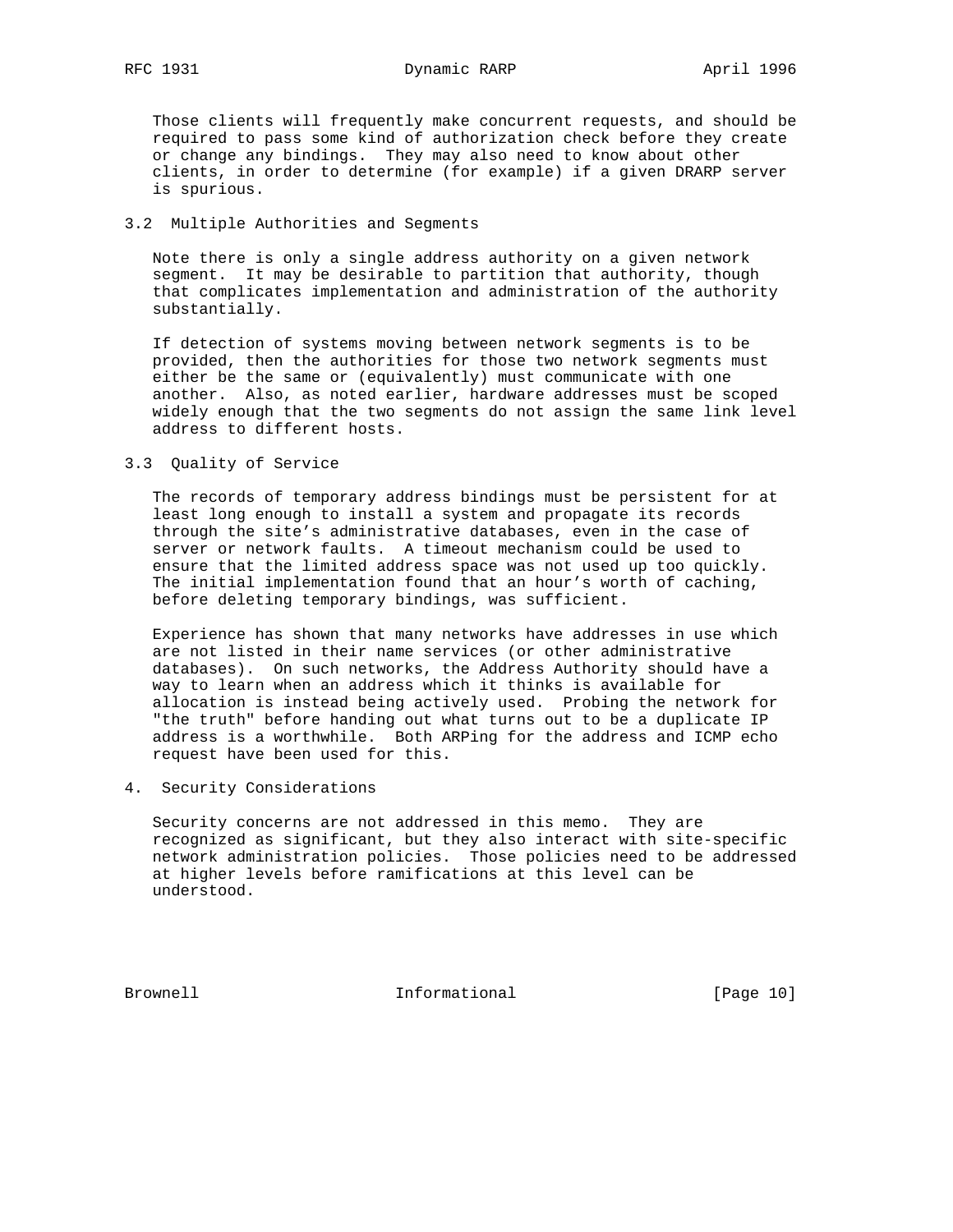Those clients will frequently make concurrent requests, and should be required to pass some kind of authorization check before they create or change any bindings. They may also need to know about other clients, in order to determine (for example) if a given DRARP server is spurious.

### 3.2 Multiple Authorities and Segments

Note there is only a single address authority on a given network segment. It may be desirable to partition that authority, though that complicates implementation and administration of the authority substantially.

If detection of systems moving between network segments is to be provided, then the authorities for those two network segments must either be the same or (equivalently) must communicate with one another. Also, as noted earlier, hardware addresses must be scoped widely enough that the two segments do not assign the same link level address to different hosts.

### 3.3 Quality of Service

The records of temporary address bindings must be persistent for at least long enough to install a system and propagate its records through the site's administrative databases, even in the case of server or network faults. A timeout mechanism could be used to ensure that the limited address space was not used up too quickly. The initial implementation found that an hour's worth of caching, before deleting temporary bindings, was sufficient.

Experience has shown that many networks have addresses in use which are not listed in their name services (or other administrative databases). On such networks, the Address Authority should have a way to learn when an address which it thinks is available for allocation is instead being actively used. Probing the network for "the truth" before handing out what turns out to be a duplicate IP address is a worthwhile. Both ARPing for the address and ICMP echo request have been used for this.

## 4. Security Considerations

Security concerns are not addressed in this memo. They are recognized as significant, but they also interact with site-specific network administration policies. Those policies need to be addressed at higher levels before ramifications at this level can be understood.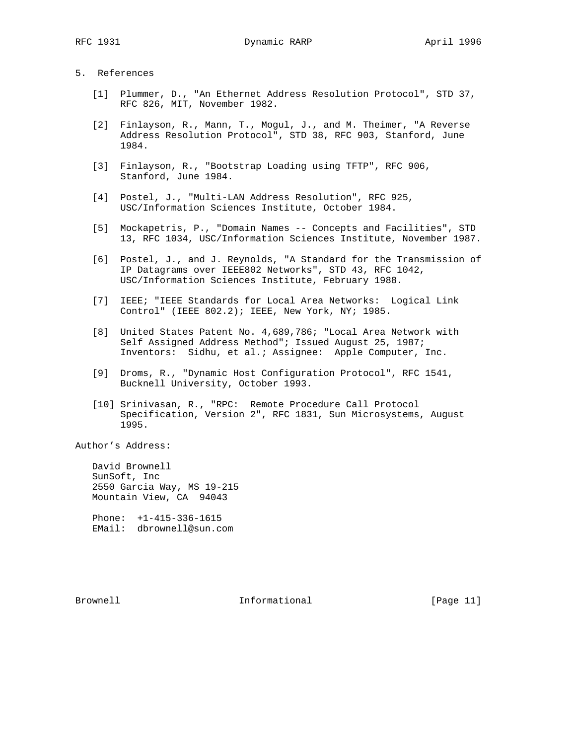## 5. References

[1] Plummer, D., "An Ethernet Address Resolution Protocol", STD 37, RFC 826, MIT, November 1982.

[2] Finlayson, R., Mann, T., Mogul, J., and M. Theimer, "A Reverse Address Resolution Protocol", STD 38, RFC 903, Stanford, June 1984.

[3] Finlayson, R., "Bootstrap Loading using TFTP", RFC 906, Stanford, June 1984.

[4] Postel, J., "Multi-LAN Address Resolution", RFC 925, USC/Information Sciences Institute, October 1984.

[5] Mockapetris, P., "Domain Names -- Concepts and Facilities", STD 13, RFC 1034, USC/Information Sciences Institute, November 1987.

[6] Postel, J., and J. Reynolds, "A Standard for the Transmission of IP Datagrams over IEEE802 Networks", STD 43, RFC 1042, USC/Information Sciences Institute, February 1988.

[7] IEEE; "IEEE Standards for Local Area Networks: Logical Link Control" (IEEE 802.2); IEEE, New York, NY; 1985.

[8] United States Patent No. 4,689,786; "Local Area Network with Self Assigned Address Method"; Issued August 25, 1987; Inventors: Sidhu, et al.; Assignee: Apple Computer, Inc.

[9] Droms, R., "Dynamic Host Configuration Protocol", RFC 1541, Bucknell University, October 1993.

[10] Srinivasan, R., "RPC: Remote Procedure Call Protocol Specification, Version 2", RFC 1831, Sun Microsystems, August 1995.

Author's Address:

David Brownell
SunSoft, Inc
2550 Garcia Way, MS 19-215
Mountain View, CA 94043

Phone: +1-415-336-1615
EMail: dbrownell@sun.com